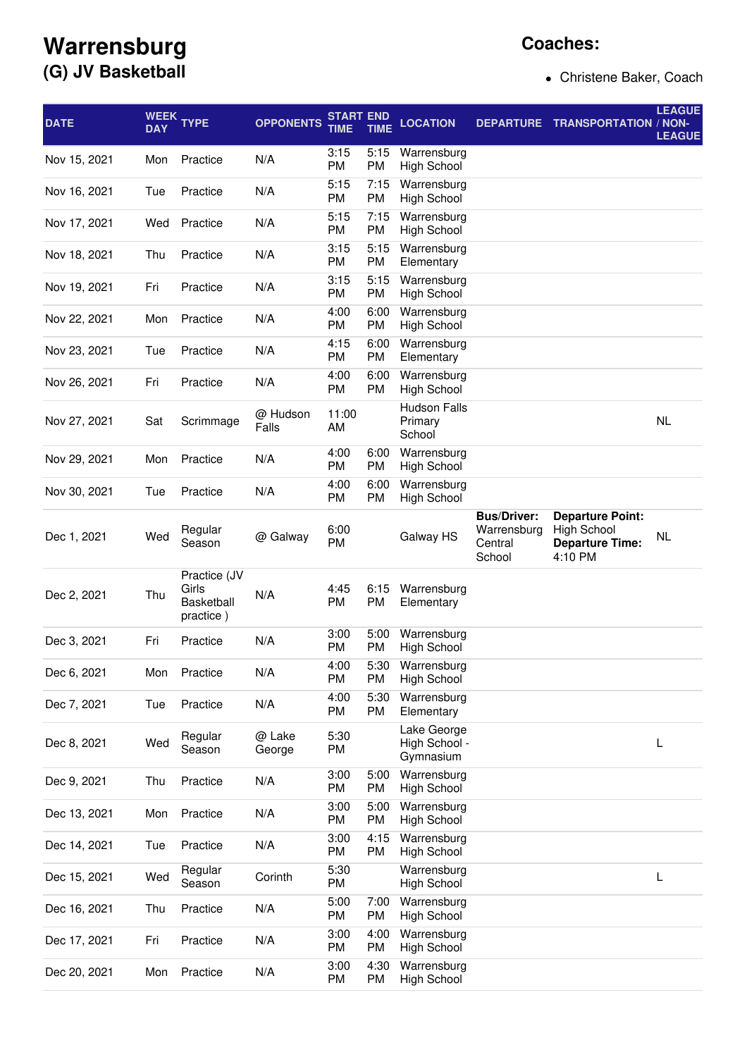# Warrensburg
## (G) JV Basketball

**Coaches:**

- Christene Baker, Coach

| DATE | WEEK DAY | TYPE | OPPONENTS | START TIME | END TIME | LOCATION | DEPARTURE | TRANSPORTATION | LEAGUE / NON-LEAGUE |
|---|---|---|---|---|---|---|---|---|---|
| Nov 15, 2021 | Mon | Practice | N/A | 3:15 PM | 5:15 PM | Warrensburg High School | | | |
| Nov 16, 2021 | Tue | Practice | N/A | 5:15 PM | 7:15 PM | Warrensburg High School | | | |
| Nov 17, 2021 | Wed | Practice | N/A | 5:15 PM | 7:15 PM | Warrensburg High School | | | |
| Nov 18, 2021 | Thu | Practice | N/A | 3:15 PM | 5:15 PM | Warrensburg Elementary | | | |
| Nov 19, 2021 | Fri | Practice | N/A | 3:15 PM | 5:15 PM | Warrensburg High School | | | |
| Nov 22, 2021 | Mon | Practice | N/A | 4:00 PM | 6:00 PM | Warrensburg High School | | | |
| Nov 23, 2021 | Tue | Practice | N/A | 4:15 PM | 6:00 PM | Warrensburg Elementary | | | |
| Nov 26, 2021 | Fri | Practice | N/A | 4:00 PM | 6:00 PM | Warrensburg High School | | | |
| Nov 27, 2021 | Sat | Scrimmage | @ Hudson Falls | 11:00 AM | | Hudson Falls Primary School | | | NL |
| Nov 29, 2021 | Mon | Practice | N/A | 4:00 PM | 6:00 PM | Warrensburg High School | | | |
| Nov 30, 2021 | Tue | Practice | N/A | 4:00 PM | 6:00 PM | Warrensburg High School | | | |
| Dec 1, 2021 | Wed | Regular Season | @ Galway | 6:00 PM | | Galway HS | **Bus/Driver:** Warrensburg Central School | **Departure Point:** High School **Departure Time:** 4:10 PM | NL |
| Dec 2, 2021 | Thu | Practice (JV Girls Basketball practice ) | N/A | 4:45 PM | 6:15 PM | Warrensburg Elementary | | | |
| Dec 3, 2021 | Fri | Practice | N/A | 3:00 PM | 5:00 PM | Warrensburg High School | | | |
| Dec 6, 2021 | Mon | Practice | N/A | 4:00 PM | 5:30 PM | Warrensburg High School | | | |
| Dec 7, 2021 | Tue | Practice | N/A | 4:00 PM | 5:30 PM | Warrensburg Elementary | | | |
| Dec 8, 2021 | Wed | Regular Season | @ Lake George | 5:30 PM | | Lake George High School - Gymnasium | | | L |
| Dec 9, 2021 | Thu | Practice | N/A | 3:00 PM | 5:00 PM | Warrensburg High School | | | |
| Dec 13, 2021 | Mon | Practice | N/A | 3:00 PM | 5:00 PM | Warrensburg High School | | | |
| Dec 14, 2021 | Tue | Practice | N/A | 3:00 PM | 4:15 PM | Warrensburg High School | | | |
| Dec 15, 2021 | Wed | Regular Season | Corinth | 5:30 PM | | Warrensburg High School | | | L |
| Dec 16, 2021 | Thu | Practice | N/A | 5:00 PM | 7:00 PM | Warrensburg High School | | | |
| Dec 17, 2021 | Fri | Practice | N/A | 3:00 PM | 4:00 PM | Warrensburg High School | | | |
| Dec 20, 2021 | Mon | Practice | N/A | 3:00 PM | 4:30 PM | Warrensburg High School | | | |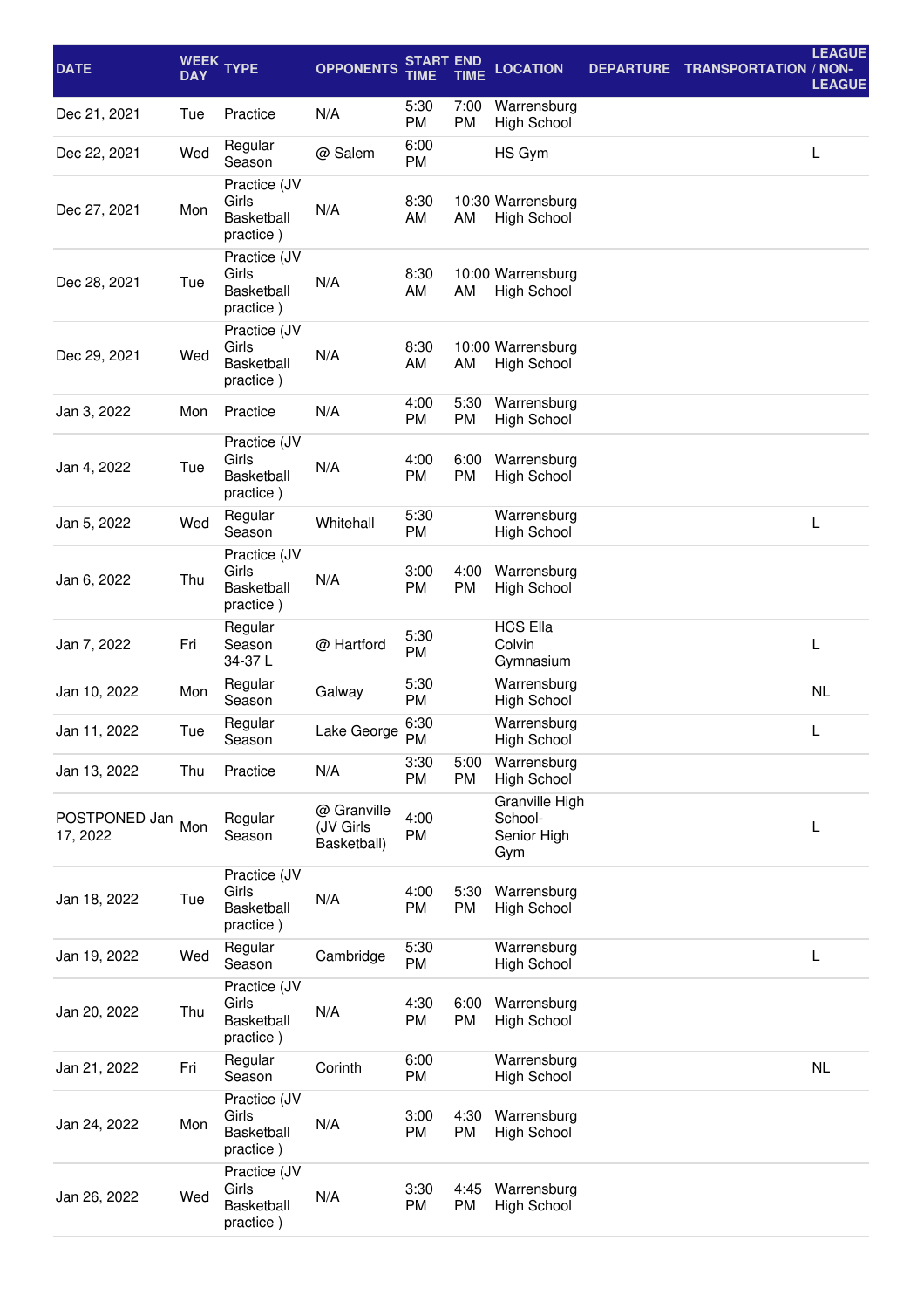| DATE | WEEK DAY | TYPE | OPPONENTS | START TIME | END TIME | LOCATION | DEPARTURE | TRANSPORTATION | LEAGUE / NON-LEAGUE |
|---|---|---|---|---|---|---|---|---|---|
| Dec 21, 2021 | Tue | Practice | N/A | 5:30 PM | 7:00 PM | Warrensburg High School | | | |
| Dec 22, 2021 | Wed | Regular Season | @ Salem | 6:00 PM | | HS Gym | | | L |
| Dec 27, 2021 | Mon | Practice (JV Girls Basketball practice ) | N/A | 8:30 AM | 10:30 AM | Warrensburg High School | | | |
| Dec 28, 2021 | Tue | Practice (JV Girls Basketball practice ) | N/A | 8:30 AM | 10:00 AM | Warrensburg High School | | | |
| Dec 29, 2021 | Wed | Practice (JV Girls Basketball practice ) | N/A | 8:30 AM | 10:00 AM | Warrensburg High School | | | |
| Jan 3, 2022 | Mon | Practice | N/A | 4:00 PM | 5:30 PM | Warrensburg High School | | | |
| Jan 4, 2022 | Tue | Practice (JV Girls Basketball practice ) | N/A | 4:00 PM | 6:00 PM | Warrensburg High School | | | |
| Jan 5, 2022 | Wed | Regular Season | Whitehall | 5:30 PM | | Warrensburg High School | | | L |
| Jan 6, 2022 | Thu | Practice (JV Girls Basketball practice ) | N/A | 3:00 PM | 4:00 PM | Warrensburg High School | | | |
| Jan 7, 2022 | Fri | Regular Season 34-37 L | @ Hartford | 5:30 PM | | HCS Ella Colvin Gymnasium | | | L |
| Jan 10, 2022 | Mon | Regular Season | Galway | 5:30 PM | | Warrensburg High School | | | NL |
| Jan 11, 2022 | Tue | Regular Season | Lake George | 6:30 PM | | Warrensburg High School | | | L |
| Jan 13, 2022 | Thu | Practice | N/A | 3:30 PM | 5:00 PM | Warrensburg High School | | | |
| POSTPONED Jan 17, 2022 | Mon | Regular Season | @ Granville (JV Girls Basketball) | 4:00 PM | | Granville High School-Senior High Gym | | | L |
| Jan 18, 2022 | Tue | Practice (JV Girls Basketball practice ) | N/A | 4:00 PM | 5:30 PM | Warrensburg High School | | | |
| Jan 19, 2022 | Wed | Regular Season | Cambridge | 5:30 PM | | Warrensburg High School | | | L |
| Jan 20, 2022 | Thu | Practice (JV Girls Basketball practice ) | N/A | 4:30 PM | 6:00 PM | Warrensburg High School | | | |
| Jan 21, 2022 | Fri | Regular Season | Corinth | 6:00 PM | | Warrensburg High School | | | NL |
| Jan 24, 2022 | Mon | Practice (JV Girls Basketball practice ) | N/A | 3:00 PM | 4:30 PM | Warrensburg High School | | | |
| Jan 26, 2022 | Wed | Practice (JV Girls Basketball practice ) | N/A | 3:30 PM | 4:45 PM | Warrensburg High School | | | |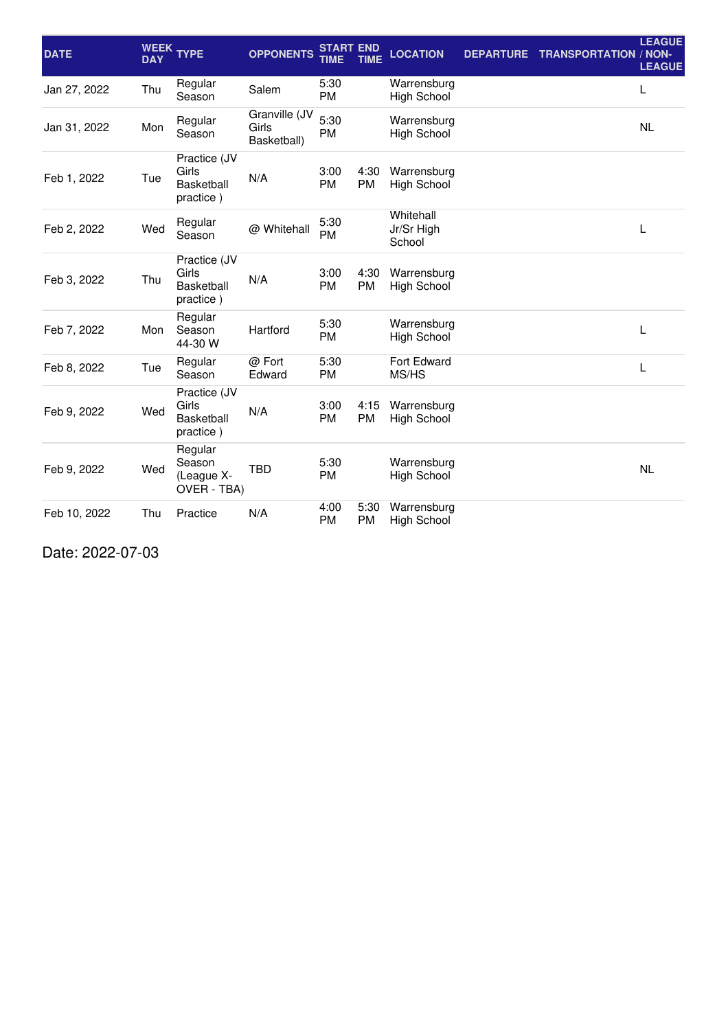| DATE | WEEK DAY | TYPE | OPPONENTS | START TIME | END TIME | LOCATION | DEPARTURE | TRANSPORTATION | LEAGUE / NON-LEAGUE |
|---|---|---|---|---|---|---|---|---|---|
| Jan 27, 2022 | Thu | Regular Season | Salem | 5:30 PM | | Warrensburg High School | | | L |
| Jan 31, 2022 | Mon | Regular Season | Granville (JV Girls Basketball) | 5:30 PM | | Warrensburg High School | | | NL |
| Feb 1, 2022 | Tue | Practice (JV Girls Basketball practice ) | N/A | 3:00 PM | 4:30 PM | Warrensburg High School | | | |
| Feb 2, 2022 | Wed | Regular Season | @ Whitehall | 5:30 PM | | Whitehall Jr/Sr High School | | | L |
| Feb 3, 2022 | Thu | Practice (JV Girls Basketball practice ) | N/A | 3:00 PM | 4:30 PM | Warrensburg High School | | | |
| Feb 7, 2022 | Mon | Regular Season 44-30 W | Hartford | 5:30 PM | | Warrensburg High School | | | L |
| Feb 8, 2022 | Tue | Regular Season | @ Fort Edward | 5:30 PM | | Fort Edward MS/HS | | | L |
| Feb 9, 2022 | Wed | Practice (JV Girls Basketball practice ) | N/A | 3:00 PM | 4:15 PM | Warrensburg High School | | | |
| Feb 9, 2022 | Wed | Regular Season (League X-OVER - TBA) | TBD | 5:30 PM | | Warrensburg High School | | | NL |
| Feb 10, 2022 | Thu | Practice | N/A | 4:00 PM | 5:30 PM | Warrensburg High School | | | |

Date: 2022-07-03